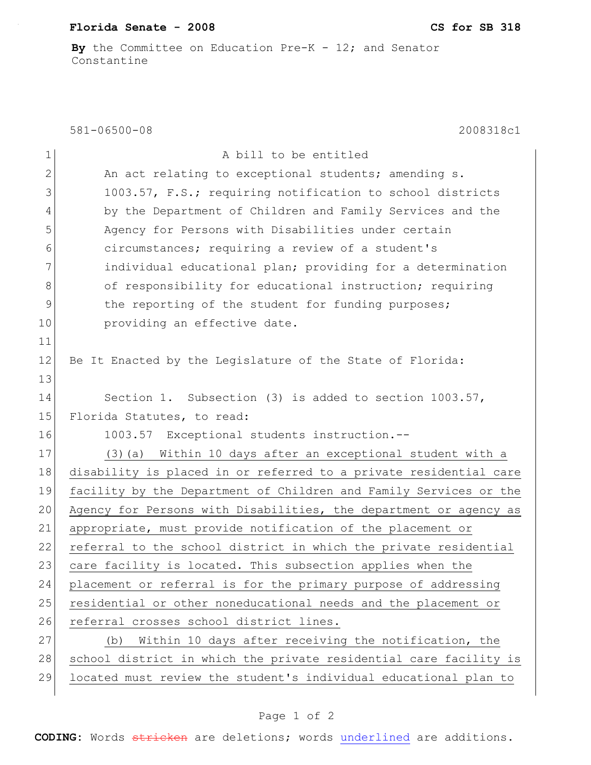**Florida Senate - 2008** **CS for SB 318**

**By** the Committee on Education Pre-K - 12; and Senator Constantine

581-06500-08 2008318c1

A bill to be entitled

An act relating to exceptional students; amending s. 1003.57, F.S.; requiring notification to school districts by the Department of Children and Family Services and the Agency for Persons with Disabilities under certain circumstances; requiring a review of a student's individual educational plan; providing for a determination of responsibility for educational instruction; requiring the reporting of the student for funding purposes; providing an effective date.

Be It Enacted by the Legislature of the State of Florida:

Section 1. Subsection (3) is added to section 1003.57, Florida Statutes, to read:

1003.57 Exceptional students instruction.--

(3)(a) Within 10 days after an exceptional student with a disability is placed in or referred to a private residential care facility by the Department of Children and Family Services or the Agency for Persons with Disabilities, the department or agency as appropriate, must provide notification of the placement or referral to the school district in which the private residential care facility is located. This subsection applies when the placement or referral is for the primary purpose of addressing residential or other noneducational needs and the placement or referral crosses school district lines.

(b) Within 10 days after receiving the notification, the school district in which the private residential care facility is located must review the student's individual educational plan to

**CODING:** Words ~~stricken~~ are deletions; words underlined are additions.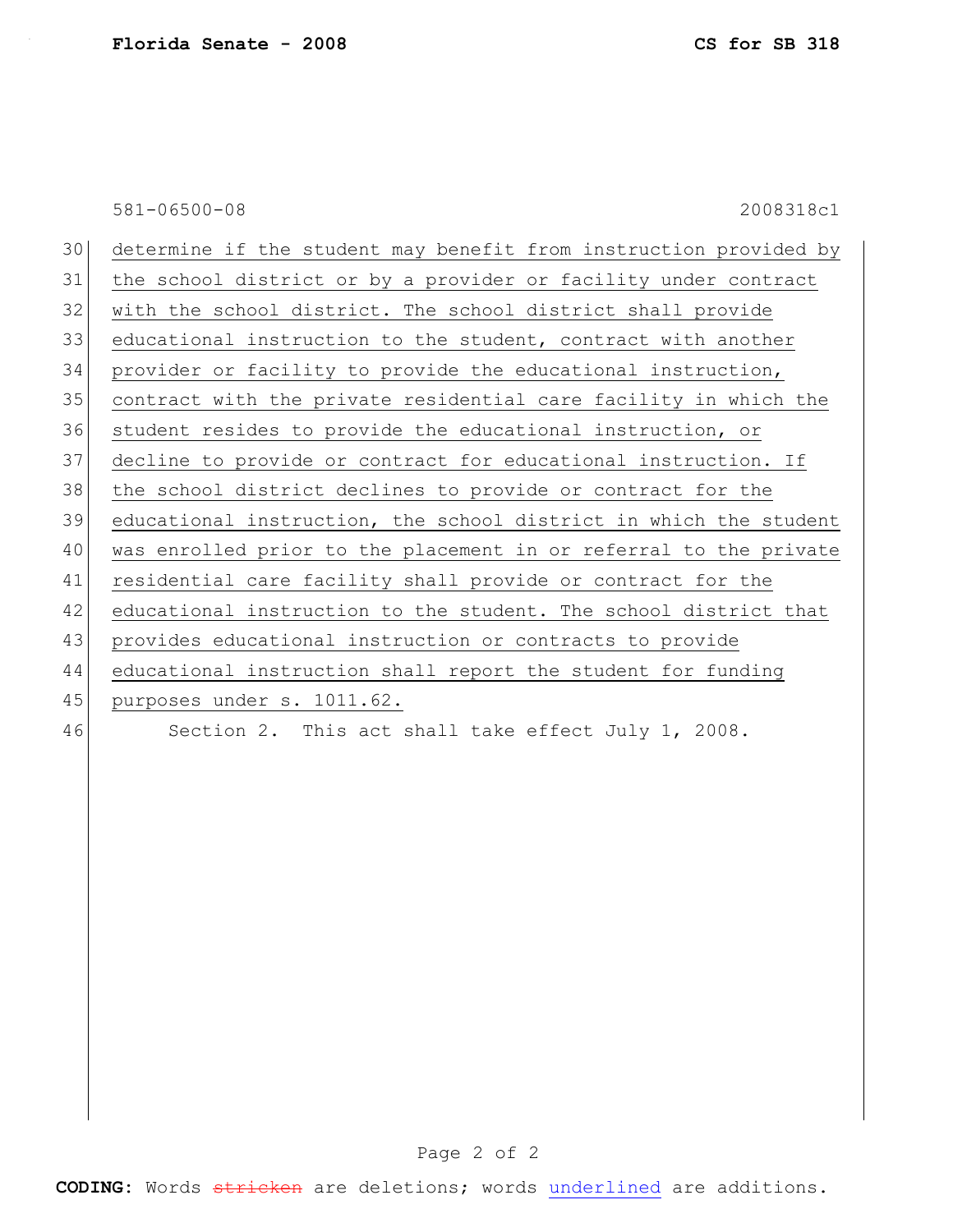30 determine if the student may benefit from instruction provided by
31 the school district or by a provider or facility under contract
32 with the school district. The school district shall provide
33 educational instruction to the student, contract with another
34 provider or facility to provide the educational instruction,
35 contract with the private residential care facility in which the
36 student resides to provide the educational instruction, or
37 decline to provide or contract for educational instruction. If
38 the school district declines to provide or contract for the
39 educational instruction, the school district in which the student
40 was enrolled prior to the placement in or referral to the private
41 residential care facility shall provide or contract for the
42 educational instruction to the student. The school district that
43 provides educational instruction or contracts to provide
44 educational instruction shall report the student for funding
45 purposes under s. 1011.62.
46 Section 2. This act shall take effect July 1, 2008.

**CODING:** Words stricken are deletions; words underlined are additions.